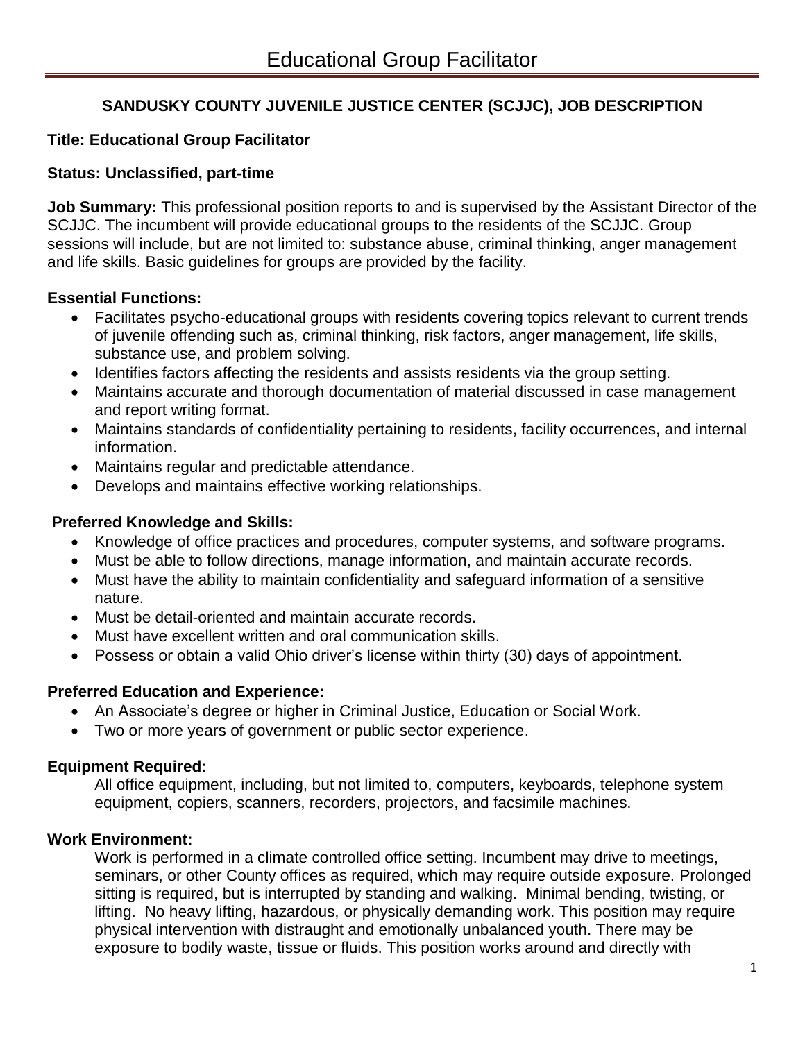# Educational Group Facilitator

**SANDUSKY COUNTY JUVENILE JUSTICE CENTER (SCJJC), JOB DESCRIPTION**

**Title: Educational Group Facilitator**

**Status: Unclassified, part-time**

**Job Summary:** This professional position reports to and is supervised by the Assistant Director of the SCJJC. The incumbent will provide educational groups to the residents of the SCJJC. Group sessions will include, but are not limited to: substance abuse, criminal thinking, anger management and life skills. Basic guidelines for groups are provided by the facility.

**Essential Functions:**

- Facilitates psycho-educational groups with residents covering topics relevant to current trends of juvenile offending such as, criminal thinking, risk factors, anger management, life skills, substance use, and problem solving.
- Identifies factors affecting the residents and assists residents via the group setting.
- Maintains accurate and thorough documentation of material discussed in case management and report writing format.
- Maintains standards of confidentiality pertaining to residents, facility occurrences, and internal information.
- Maintains regular and predictable attendance.
- Develops and maintains effective working relationships.

**Preferred Knowledge and Skills:**

- Knowledge of office practices and procedures, computer systems, and software programs.
- Must be able to follow directions, manage information, and maintain accurate records.
- Must have the ability to maintain confidentiality and safeguard information of a sensitive nature.
- Must be detail-oriented and maintain accurate records.
- Must have excellent written and oral communication skills.
- Possess or obtain a valid Ohio driver's license within thirty (30) days of appointment.

**Preferred Education and Experience:**

- An Associate's degree or higher in Criminal Justice, Education or Social Work.
- Two or more years of government or public sector experience.

**Equipment Required:**

All office equipment, including, but not limited to, computers, keyboards, telephone system equipment, copiers, scanners, recorders, projectors, and facsimile machines.

**Work Environment:**

Work is performed in a climate controlled office setting. Incumbent may drive to meetings, seminars, or other County offices as required, which may require outside exposure. Prolonged sitting is required, but is interrupted by standing and walking. Minimal bending, twisting, or lifting. No heavy lifting, hazardous, or physically demanding work. This position may require physical intervention with distraught and emotionally unbalanced youth. There may be exposure to bodily waste, tissue or fluids. This position works around and directly with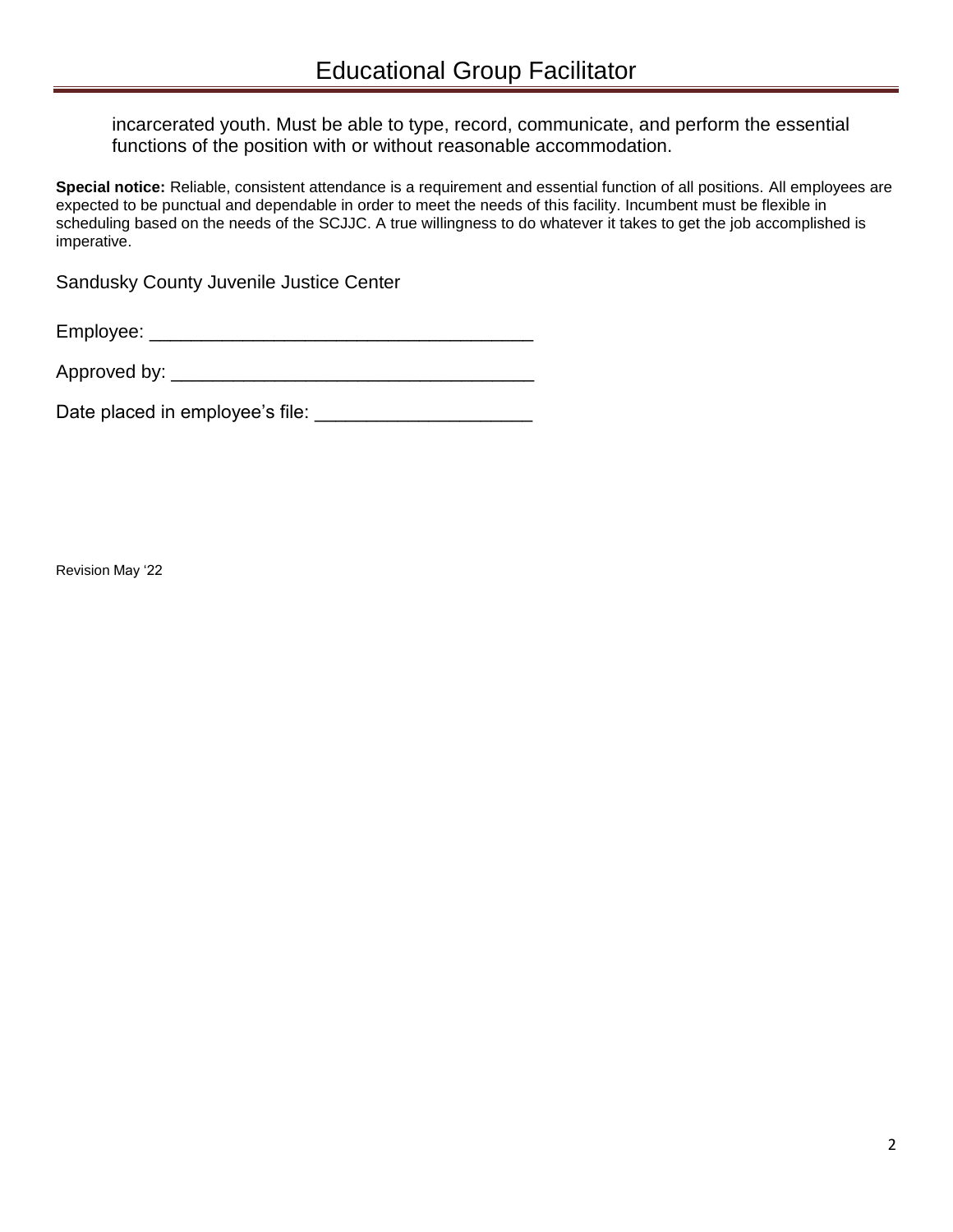incarcerated youth. Must be able to type, record, communicate, and perform the essential functions of the position with or without reasonable accommodation.

**Special notice:** Reliable, consistent attendance is a requirement and essential function of all positions. All employees are expected to be punctual and dependable in order to meet the needs of this facility. Incumbent must be flexible in scheduling based on the needs of the SCJJC. A true willingness to do whatever it takes to get the job accomplished is imperative.

Sandusky County Juvenile Justice Center

Employee: ____________________________________

Approved by: __________________________________

Date placed in employee's file: ____________________

Revision May '22